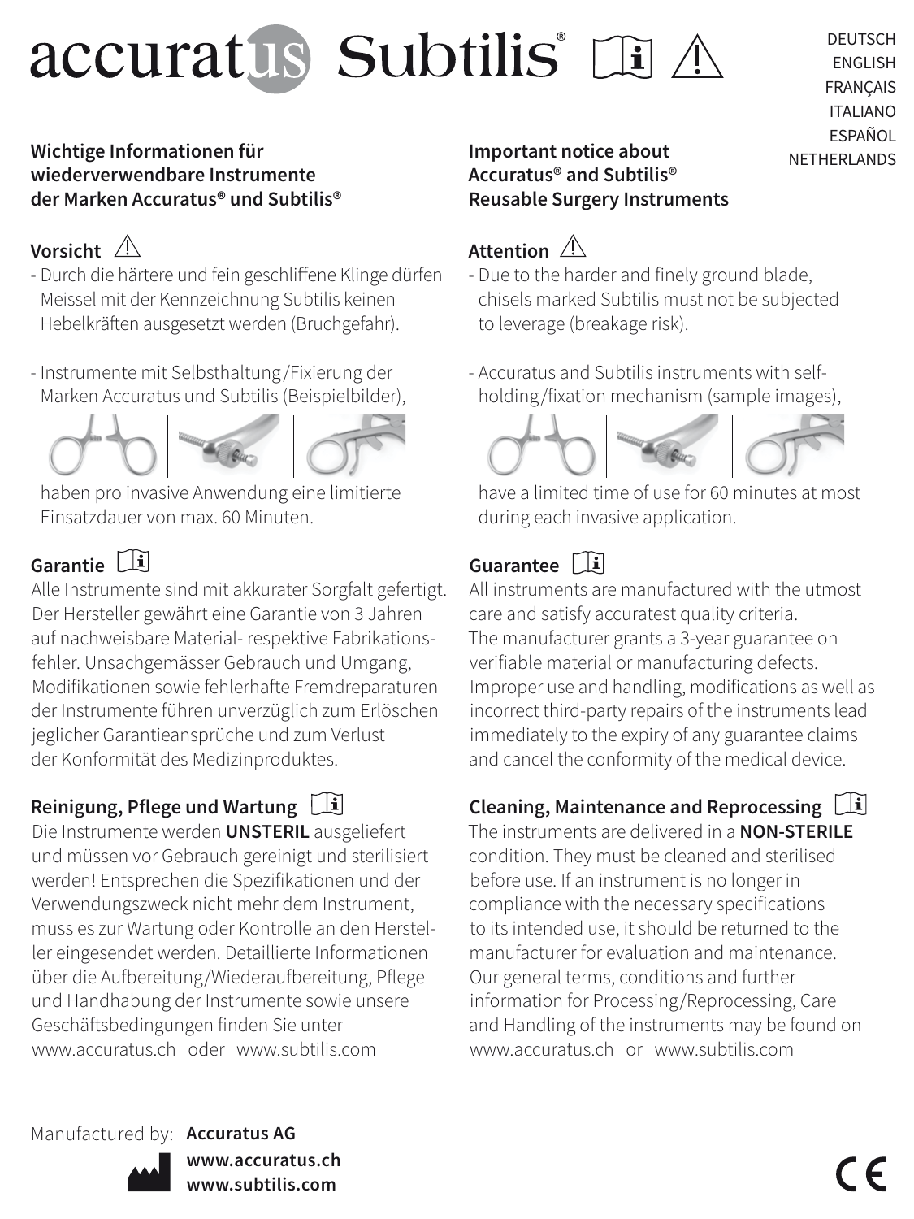# accuratus Subtilis®

DEUTSCH
ENGLISH
FRANÇAIS
ITALIANO
ESPAÑOL
NETHERLANDS

## Wichtige Informationen für wiederverwendbare Instrumente der Marken Accuratus® und Subtilis®

### Vorsicht

- Durch die härtere und fein geschliffene Klinge dürfen Meissel mit der Kennzeichnung Subtilis keinen Hebelkräften ausgesetzt werden (Bruchgefahr).

- Instrumente mit Selbsthaltung/Fixierung der Marken Accuratus und Subtilis (Beispielbilder), haben pro invasive Anwendung eine limitierte Einsatzdauer von max. 60 Minuten.

### Garantie

Alle Instrumente sind mit akkurater Sorgfalt gefertigt. Der Hersteller gewährt eine Garantie von 3 Jahren auf nachweisbare Material- respektive Fabrikationsfehler. Unsachgemässer Gebrauch und Umgang, Modifikationen sowie fehlerhafte Fremdreparaturen der Instrumente führen unverzüglich zum Erlöschen jeglicher Garantieansprüche und zum Verlust der Konformität des Medizinproduktes.

### Reinigung, Pflege und Wartung

Die Instrumente werden **UNSTERIL** ausgeliefert und müssen vor Gebrauch gereinigt und sterilisiert werden! Entsprechen die Spezifikationen und der Verwendungszweck nicht mehr dem Instrument, muss es zur Wartung oder Kontrolle an den Hersteller eingesendet werden. Detaillierte Informationen über die Aufbereitung/Wiederaufbereitung, Pflege und Handhabung der Instrumente sowie unsere Geschäftsbedingungen finden Sie unter www.accuratus.ch oder www.subtilis.com

## Important notice about Accuratus® and Subtilis® Reusable Surgery Instruments

### Attention

- Due to the harder and finely ground blade, chisels marked Subtilis must not be subjected to leverage (breakage risk).

- Accuratus and Subtilis instruments with self-holding/fixation mechanism (sample images), have a limited time of use for 60 minutes at most during each invasive application.

### Guarantee

All instruments are manufactured with the utmost care and satisfy accuratest quality criteria. The manufacturer grants a 3-year guarantee on verifiable material or manufacturing defects. Improper use and handling, modifications as well as incorrect third-party repairs of the instruments lead immediately to the expiry of any guarantee claims and cancel the conformity of the medical device.

### Cleaning, Maintenance and Reprocessing

The instruments are delivered in a **NON-STERILE** condition. They must be cleaned and sterilised before use. If an instrument is no longer in compliance with the necessary specifications to its intended use, it should be returned to the manufacturer for evaluation and maintenance. Our general terms, conditions and further information for Processing/Reprocessing, Care and Handling of the instruments may be found on www.accuratus.ch or www.subtilis.com

Manufactured by: **Accuratus AG**
**www.accuratus.ch**
**www.subtilis.com**

CE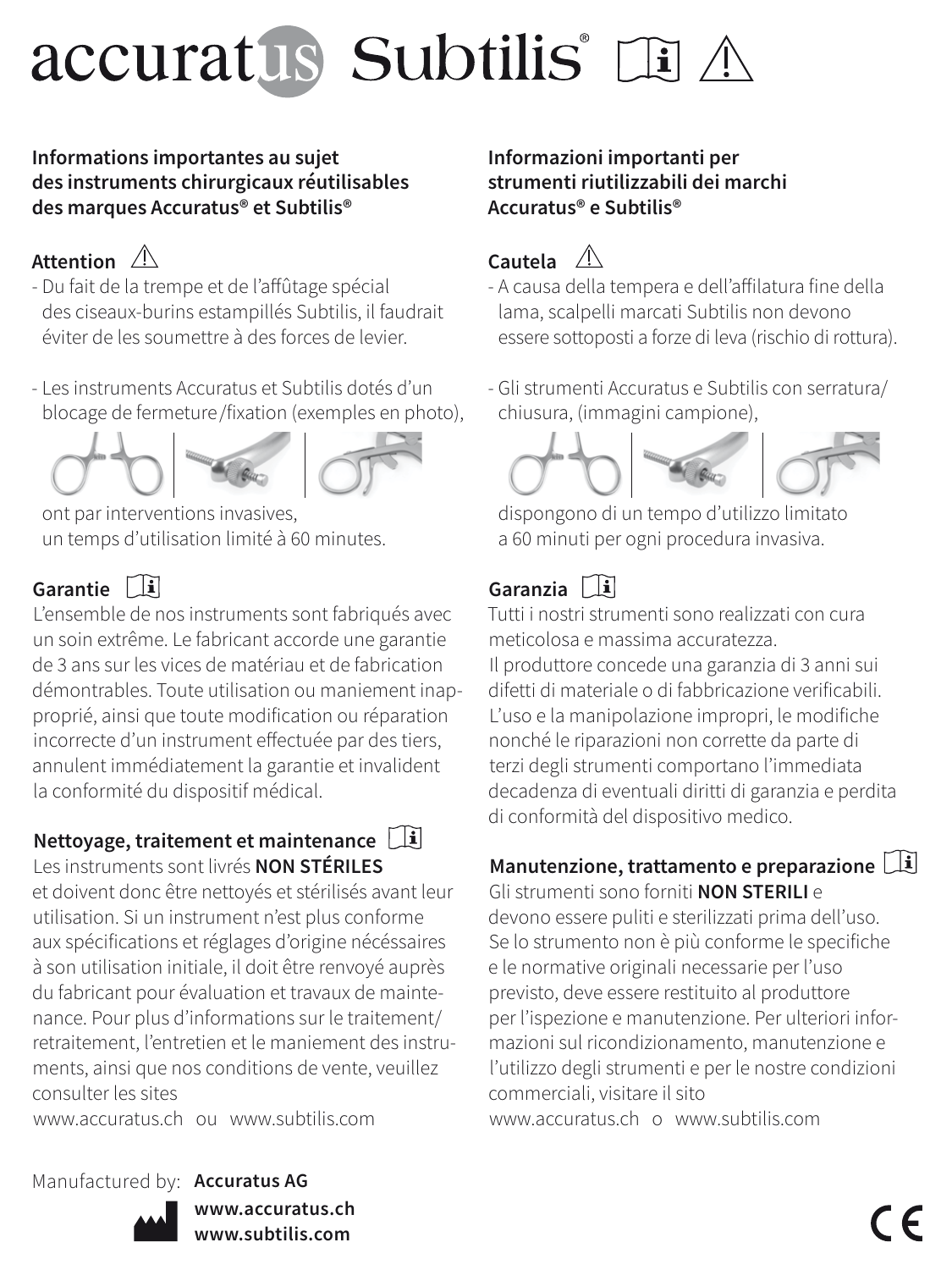# accuratus Subtilis®

## Informations importantes au sujet des instruments chirurgicaux réutilisables des marques Accuratus® et Subtilis®

### Attention

- Du fait de la trempe et de l'affûtage spécial des ciseaux-burins estampillés Subtilis, il faudrait éviter de les soumettre à des forces de levier.

- Les instruments Accuratus et Subtilis dotés d'un blocage de fermeture/fixation (exemples en photo), ont par interventions invasives, un temps d'utilisation limité à 60 minutes.

### Garantie

L'ensemble de nos instruments sont fabriqués avec un soin extrême. Le fabricant accorde une garantie de 3 ans sur les vices de matériau et de fabrication démontrables. Toute utilisation ou maniement inapproprié, ainsi que toute modification ou réparation incorrecte d'un instrument effectuée par des tiers, annulent immédiatement la garantie et invalident la conformité du dispositif médical.

### Nettoyage, traitement et maintenance

Les instruments sont livrés **NON STÉRILES** et doivent donc être nettoyés et stérilisés avant leur utilisation. Si un instrument n'est plus conforme aux spécifications et réglages d'origine nécéssaires à son utilisation initiale, il doit être renvoyé auprès du fabricant pour évaluation et travaux de maintenance. Pour plus d'informations sur le traitement/retraitement, l'entretien et le maniement des instruments, ainsi que nos conditions de vente, veuillez consulter les sites
www.accuratus.ch ou www.subtilis.com

## Informazioni importanti per strumenti riutilizzabili dei marchi Accuratus® e Subtilis®

### Cautela

- A causa della tempera e dell'affilatura fine della lama, scalpelli marcati Subtilis non devono essere sottoposti a forze di leva (rischio di rottura).

- Gli strumenti Accuratus e Subtilis con serratura/chiusura, (immagini campione), dispongono di un tempo d'utilizzo limitato a 60 minuti per ogni procedura invasiva.

### Garanzia

Tutti i nostri strumenti sono realizzati con cura meticolosa e massima accuratezza.
Il produttore concede una garanzia di 3 anni sui difetti di materiale o di fabbricazione verificabili. L'uso e la manipolazione impropri, le modifiche nonché le riparazioni non corrette da parte di terzi degli strumenti comportano l'immediata decadenza di eventuali diritti di garanzia e perdita di conformità del dispositivo medico.

### Manutenzione, trattamento e preparazione

Gli strumenti sono forniti **NON STERILI** e devono essere puliti e sterilizzati prima dell'uso. Se lo strumento non è più conforme le specifiche e le normative originali necessarie per l'uso previsto, deve essere restituito al produttore per l'ispezione e manutenzione. Per ulteriori informazioni sul ricondizionamento, manutenzione e l'utilizzo degli strumenti e per le nostre condizioni commerciali, visitare il sito
www.accuratus.ch o www.subtilis.com

Manufactured by: **Accuratus AG**
**www.accuratus.ch**
**www.subtilis.com**

CE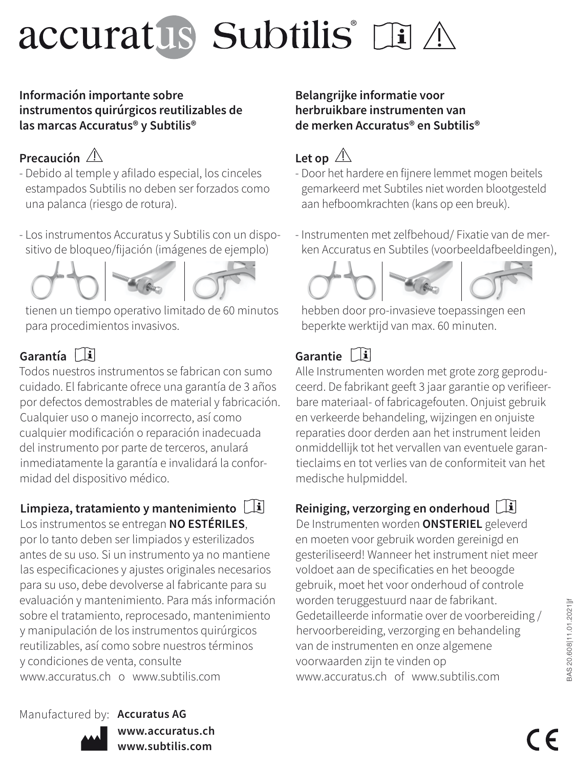# accuratus Subtilis®

## Información importante sobre instrumentos quirúrgicos reutilizables de las marcas Accuratus® y Subtilis®

### Precaución

- Debido al temple y afilado especial, los cinceles estampados Subtilis no deben ser forzados como una palanca (riesgo de rotura).
- Los instrumentos Accuratus y Subtilis con un dispositivo de bloqueo/fijación (imágenes de ejemplo) tienen un tiempo operativo limitado de 60 minutos para procedimientos invasivos.

### Garantía

Todos nuestros instrumentos se fabrican con sumo cuidado. El fabricante ofrece una garantía de 3 años por defectos demostrables de material y fabricación. Cualquier uso o manejo incorrecto, así como cualquier modificación o reparación inadecuada del instrumento por parte de terceros, anulará inmediatamente la garantía e invalidará la conformidad del dispositivo médico.

### Limpieza, tratamiento y mantenimiento

Los instrumentos se entregan **NO ESTÉRILES**, por lo tanto deben ser limpiados y esterilizados antes de su uso. Si un instrumento ya no mantiene las especificaciones y ajustes originales necesarios para su uso, debe devolverse al fabricante para su evaluación y mantenimiento. Para más información sobre el tratamiento, reprocesado, mantenimiento y manipulación de los instrumentos quirúrgicos reutilizables, así como sobre nuestros términos y condiciones de venta, consulte www.accuratus.ch o www.subtilis.com

## Belangrijke informatie voor herbruikbare instrumenten van de merken Accuratus® en Subtilis®

### Let op

- Door het hardere en fijnere lemmet mogen beitels gemarkeerd met Subtiles niet worden blootgesteld aan hefboomkrachten (kans op een breuk).
- Instrumenten met zelfbehoud/ Fixatie van de merken Accuratus en Subtiles (voorbeeldafbeeldingen), hebben door pro-invasieve toepassingen een beperkte werktijd van max. 60 minuten.

### Garantie

Alle Instrumenten worden met grote zorg geproduceerd. De fabrikant geeft 3 jaar garantie op verifieerbare materiaal- of fabricagefouten. Onjuist gebruik en verkeerde behandeling, wijzingen en onjuiste reparaties door derden aan het instrument leiden onmiddellijk tot het vervallen van eventuele garantieclaims en tot verlies van de conformiteit van het medische hulpmiddel.

### Reiniging, verzorging en onderhoud

De Instrumenten worden **ONSTERIEL** geleverd en moeten voor gebruik worden gereinigd en gesteriliseerd! Wanneer het instrument niet meer voldoet aan de specificaties en het beoogde gebruik, moet het voor onderhoud of controle worden teruggestuurd naar de fabrikant. Gedetailleerde informatie over de voorbereiding / hervoorbereiding, verzorging en behandeling van de instrumenten en onze algemene voorwaarden zijn te vinden op www.accuratus.ch of www.subtilis.com

Manufactured by: **Accuratus AG**
**www.accuratus.ch**
**www.subtilis.com**

BAS 20.608|11.01.2021|jf

CE